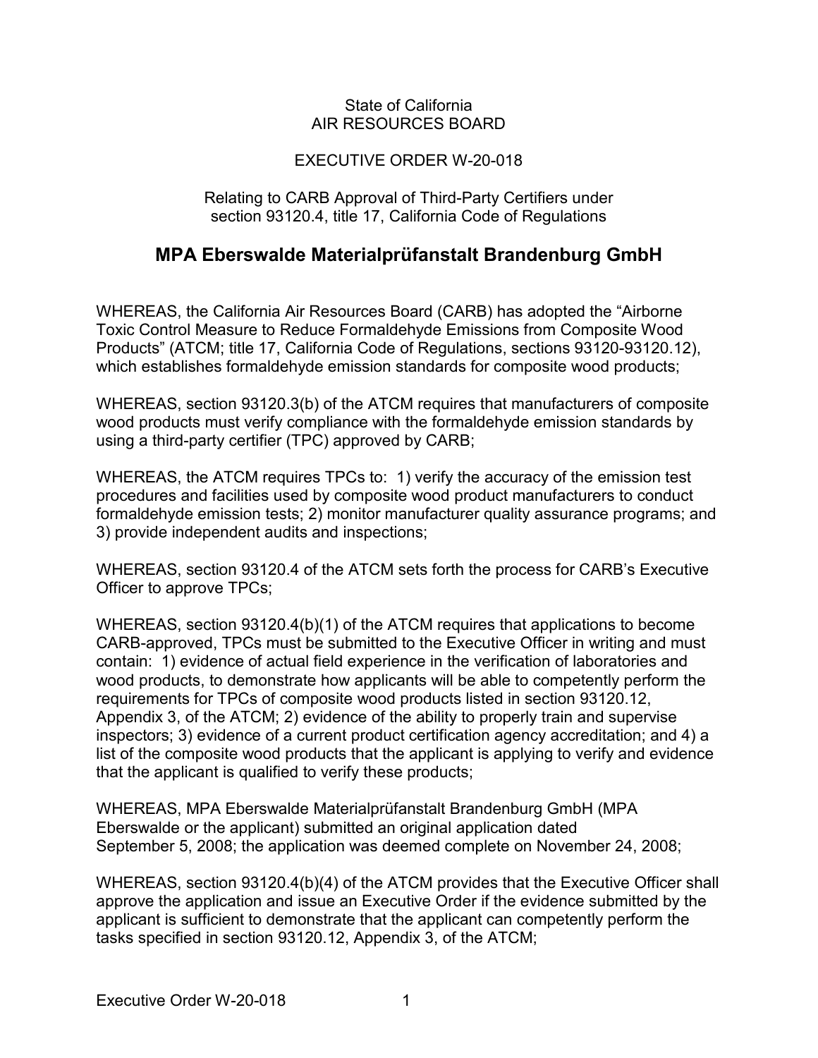State of California
AIR RESOURCES BOARD

EXECUTIVE ORDER W-20-018

Relating to CARB Approval of Third-Party Certifiers under section 93120.4, title 17, California Code of Regulations

# MPA Eberswalde Materialprüfanstalt Brandenburg GmbH

WHEREAS, the California Air Resources Board (CARB) has adopted the "Airborne Toxic Control Measure to Reduce Formaldehyde Emissions from Composite Wood Products" (ATCM; title 17, California Code of Regulations, sections 93120-93120.12), which establishes formaldehyde emission standards for composite wood products;

WHEREAS, section 93120.3(b) of the ATCM requires that manufacturers of composite wood products must verify compliance with the formaldehyde emission standards by using a third-party certifier (TPC) approved by CARB;

WHEREAS, the ATCM requires TPCs to: 1) verify the accuracy of the emission test procedures and facilities used by composite wood product manufacturers to conduct formaldehyde emission tests; 2) monitor manufacturer quality assurance programs; and 3) provide independent audits and inspections;

WHEREAS, section 93120.4 of the ATCM sets forth the process for CARB's Executive Officer to approve TPCs;

WHEREAS, section 93120.4(b)(1) of the ATCM requires that applications to become CARB-approved, TPCs must be submitted to the Executive Officer in writing and must contain: 1) evidence of actual field experience in the verification of laboratories and wood products, to demonstrate how applicants will be able to competently perform the requirements for TPCs of composite wood products listed in section 93120.12, Appendix 3, of the ATCM; 2) evidence of the ability to properly train and supervise inspectors; 3) evidence of a current product certification agency accreditation; and 4) a list of the composite wood products that the applicant is applying to verify and evidence that the applicant is qualified to verify these products;

WHEREAS, MPA Eberswalde Materialprüfanstalt Brandenburg GmbH (MPA Eberswalde or the applicant) submitted an original application dated September 5, 2008; the application was deemed complete on November 24, 2008;

WHEREAS, section 93120.4(b)(4) of the ATCM provides that the Executive Officer shall approve the application and issue an Executive Order if the evidence submitted by the applicant is sufficient to demonstrate that the applicant can competently perform the tasks specified in section 93120.12, Appendix 3, of the ATCM;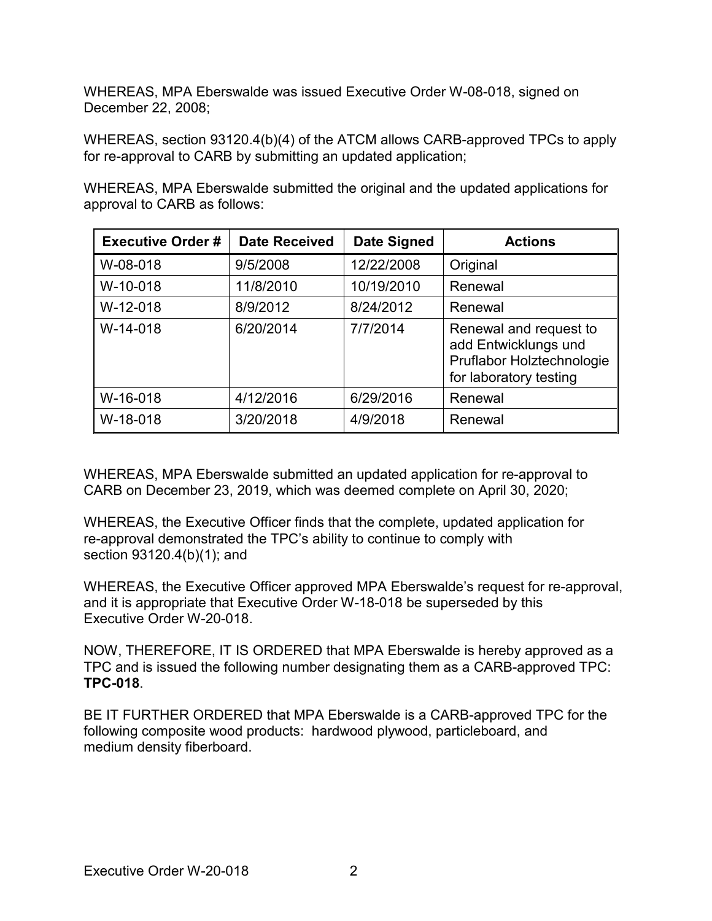WHEREAS, MPA Eberswalde was issued Executive Order W-08-018, signed on December 22, 2008;

WHEREAS, section 93120.4(b)(4) of the ATCM allows CARB-approved TPCs to apply for re-approval to CARB by submitting an updated application;

WHEREAS, MPA Eberswalde submitted the original and the updated applications for approval to CARB as follows:

| Executive Order # | Date Received | Date Signed | Actions |
|---|---|---|---|
| W-08-018 | 9/5/2008 | 12/22/2008 | Original |
| W-10-018 | 11/8/2010 | 10/19/2010 | Renewal |
| W-12-018 | 8/9/2012 | 8/24/2012 | Renewal |
| W-14-018 | 6/20/2014 | 7/7/2014 | Renewal and request to add Entwicklungs und Pruflabor Holztechnologie for laboratory testing |
| W-16-018 | 4/12/2016 | 6/29/2016 | Renewal |
| W-18-018 | 3/20/2018 | 4/9/2018 | Renewal |

WHEREAS, MPA Eberswalde submitted an updated application for re-approval to CARB on December 23, 2019, which was deemed complete on April 30, 2020;

WHEREAS, the Executive Officer finds that the complete, updated application for re-approval demonstrated the TPC's ability to continue to comply with section 93120.4(b)(1); and

WHEREAS, the Executive Officer approved MPA Eberswalde's request for re-approval, and it is appropriate that Executive Order W-18-018 be superseded by this Executive Order W-20-018.

NOW, THEREFORE, IT IS ORDERED that MPA Eberswalde is hereby approved as a TPC and is issued the following number designating them as a CARB-approved TPC: **TPC-018**.

BE IT FURTHER ORDERED that MPA Eberswalde is a CARB-approved TPC for the following composite wood products: hardwood plywood, particleboard, and medium density fiberboard.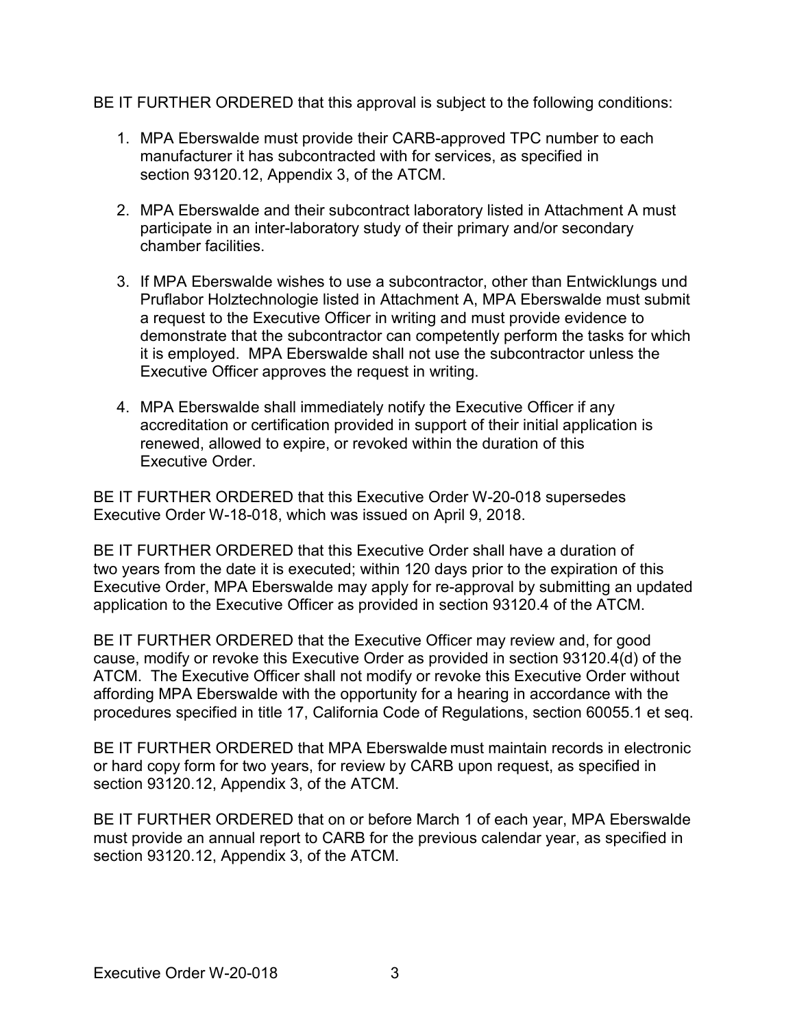BE IT FURTHER ORDERED that this approval is subject to the following conditions:

1. MPA Eberswalde must provide their CARB-approved TPC number to each manufacturer it has subcontracted with for services, as specified in section 93120.12, Appendix 3, of the ATCM.
2. MPA Eberswalde and their subcontract laboratory listed in Attachment A must participate in an inter-laboratory study of their primary and/or secondary chamber facilities.
3. If MPA Eberswalde wishes to use a subcontractor, other than Entwicklungs und Pruflabor Holztechnologie listed in Attachment A, MPA Eberswalde must submit a request to the Executive Officer in writing and must provide evidence to demonstrate that the subcontractor can competently perform the tasks for which it is employed. MPA Eberswalde shall not use the subcontractor unless the Executive Officer approves the request in writing.
4. MPA Eberswalde shall immediately notify the Executive Officer if any accreditation or certification provided in support of their initial application is renewed, allowed to expire, or revoked within the duration of this Executive Order.

BE IT FURTHER ORDERED that this Executive Order W-20-018 supersedes Executive Order W-18-018, which was issued on April 9, 2018.

BE IT FURTHER ORDERED that this Executive Order shall have a duration of two years from the date it is executed; within 120 days prior to the expiration of this Executive Order, MPA Eberswalde may apply for re-approval by submitting an updated application to the Executive Officer as provided in section 93120.4 of the ATCM.

BE IT FURTHER ORDERED that the Executive Officer may review and, for good cause, modify or revoke this Executive Order as provided in section 93120.4(d) of the ATCM. The Executive Officer shall not modify or revoke this Executive Order without affording MPA Eberswalde with the opportunity for a hearing in accordance with the procedures specified in title 17, California Code of Regulations, section 60055.1 et seq.

BE IT FURTHER ORDERED that MPA Eberswalde must maintain records in electronic or hard copy form for two years, for review by CARB upon request, as specified in section 93120.12, Appendix 3, of the ATCM.

BE IT FURTHER ORDERED that on or before March 1 of each year, MPA Eberswalde must provide an annual report to CARB for the previous calendar year, as specified in section 93120.12, Appendix 3, of the ATCM.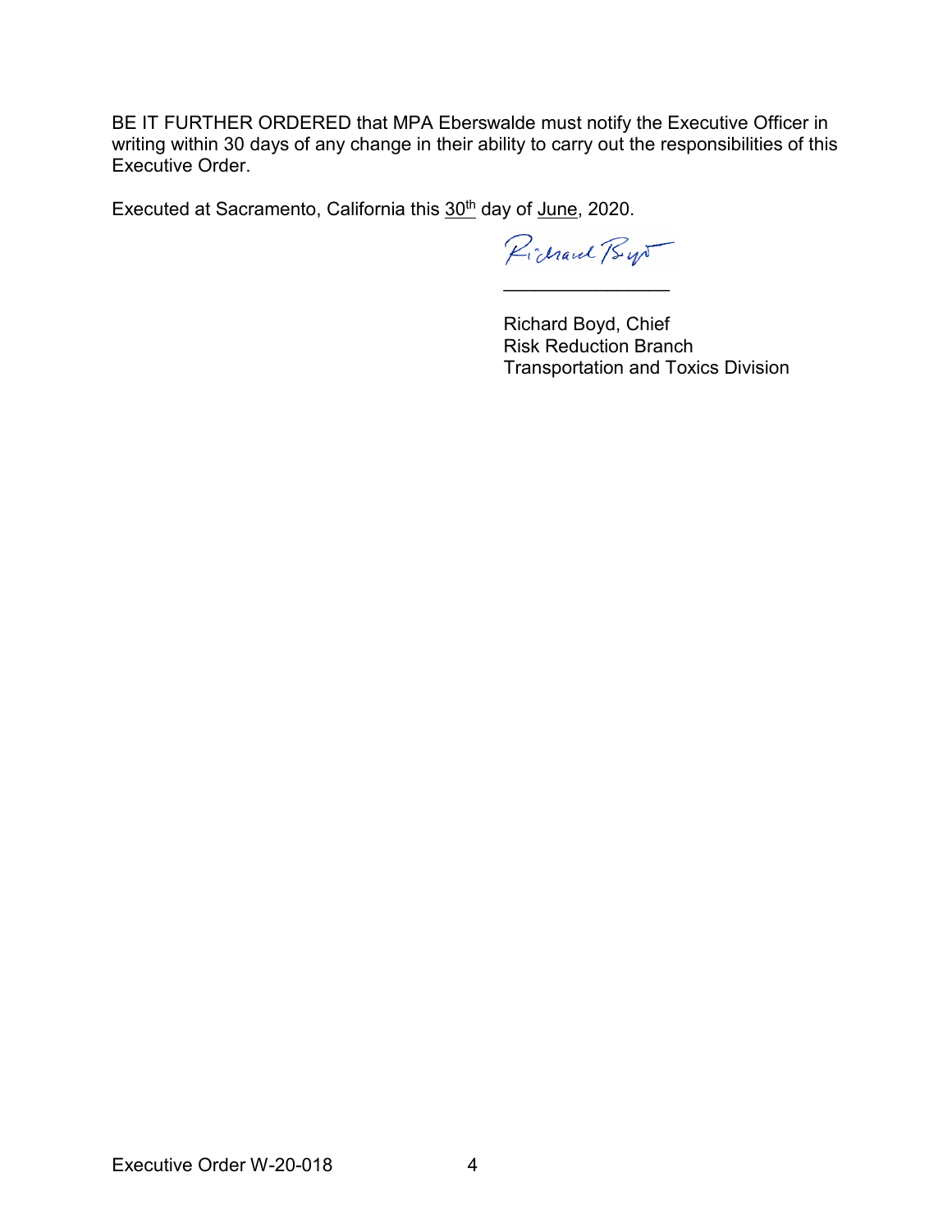BE IT FURTHER ORDERED that MPA Eberswalde must notify the Executive Officer in writing within 30 days of any change in their ability to carry out the responsibilities of this Executive Order.

Executed at Sacramento, California this 30th day of June, 2020.

\_\_\_\_\_\_\_\_\_\_\_\_\_\_\_\_

Richard Boyd, Chief  
Risk Reduction Branch  
Transportation and Toxics Division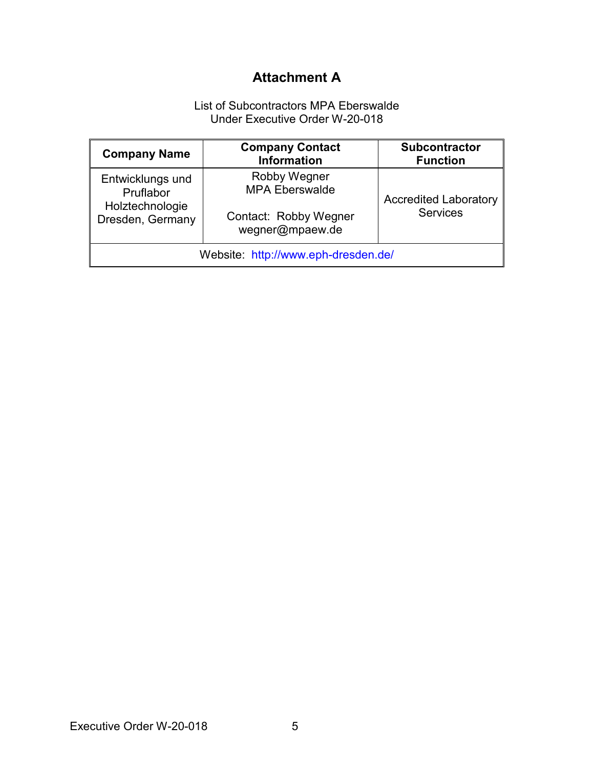# Attachment A

List of Subcontractors MPA Eberswalde
Under Executive Order W-20-018

| Company Name | Company Contact Information | Subcontractor Function |
|---|---|---|
| Entwicklungs und Pruflabor Holztechnologie Dresden, Germany | Robby Wegner<br>MPA Eberswalde<br><br>Contact: Robby Wegner<br>wegner@mpaew.de | Accredited Laboratory Services |
| Website: http://www.eph-dresden.de/ | | |